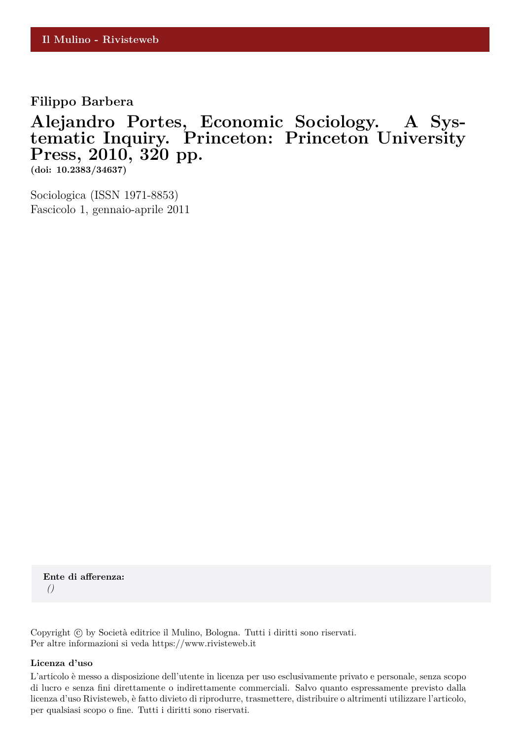Il Mulino - Rivisteweb

**Filippo Barbera**

# Alejandro Portes, Economic Sociology. A Systematic Inquiry. Princeton: Princeton University Press, 2010, 320 pp.

**(doi: 10.2383/34637)**

Sociologica (ISSN 1971-8853)
Fascicolo 1, gennaio-aprile 2011

**Ente di afferenza:**
*()*

Copyright © by Società editrice il Mulino, Bologna. Tutti i diritti sono riservati.
Per altre informazioni si veda https://www.rivisteweb.it

**Licenza d'uso**

L'articolo è messo a disposizione dell'utente in licenza per uso esclusivamente privato e personale, senza scopo di lucro e senza fini direttamente o indirettamente commerciali. Salvo quanto espressamente previsto dalla licenza d'uso Rivisteweb, è fatto divieto di riprodurre, trasmettere, distribuire o altrimenti utilizzare l'articolo, per qualsiasi scopo o fine. Tutti i diritti sono riservati.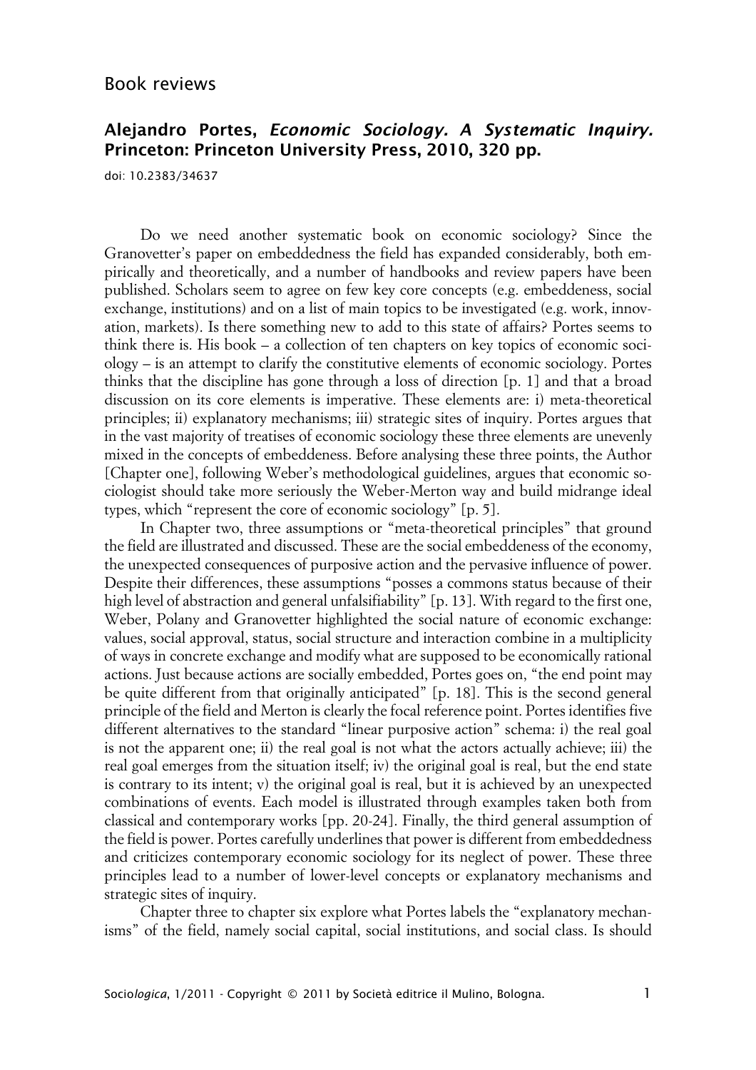Book reviews

## Alejandro Portes, *Economic Sociology. A Systematic Inquiry.* Princeton: Princeton University Press, 2010, 320 pp.

doi: 10.2383/34637

Do we need another systematic book on economic sociology? Since the Granovetter's paper on embeddedness the field has expanded considerably, both empirically and theoretically, and a number of handbooks and review papers have been published. Scholars seem to agree on few key core concepts (e.g. embeddeness, social exchange, institutions) and on a list of main topics to be investigated (e.g. work, innovation, markets). Is there something new to add to this state of affairs? Portes seems to think there is. His book – a collection of ten chapters on key topics of economic sociology – is an attempt to clarify the constitutive elements of economic sociology. Portes thinks that the discipline has gone through a loss of direction [p. 1] and that a broad discussion on its core elements is imperative. These elements are: i) meta-theoretical principles; ii) explanatory mechanisms; iii) strategic sites of inquiry. Portes argues that in the vast majority of treatises of economic sociology these three elements are unevenly mixed in the concepts of embeddeness. Before analysing these three points, the Author [Chapter one], following Weber's methodological guidelines, argues that economic sociologist should take more seriously the Weber-Merton way and build midrange ideal types, which "represent the core of economic sociology" [p. 5].

In Chapter two, three assumptions or "meta-theoretical principles" that ground the field are illustrated and discussed. These are the social embeddeness of the economy, the unexpected consequences of purposive action and the pervasive influence of power. Despite their differences, these assumptions "posses a commons status because of their high level of abstraction and general unfalsifiability" [p. 13]. With regard to the first one, Weber, Polany and Granovetter highlighted the social nature of economic exchange: values, social approval, status, social structure and interaction combine in a multiplicity of ways in concrete exchange and modify what are supposed to be economically rational actions. Just because actions are socially embedded, Portes goes on, "the end point may be quite different from that originally anticipated" [p. 18]. This is the second general principle of the field and Merton is clearly the focal reference point. Portes identifies five different alternatives to the standard "linear purposive action" schema: i) the real goal is not the apparent one; ii) the real goal is not what the actors actually achieve; iii) the real goal emerges from the situation itself; iv) the original goal is real, but the end state is contrary to its intent; v) the original goal is real, but it is achieved by an unexpected combinations of events. Each model is illustrated through examples taken both from classical and contemporary works [pp. 20-24]. Finally, the third general assumption of the field is power. Portes carefully underlines that power is different from embeddedness and criticizes contemporary economic sociology for its neglect of power. These three principles lead to a number of lower-level concepts or explanatory mechanisms and strategic sites of inquiry.

Chapter three to chapter six explore what Portes labels the "explanatory mechanisms" of the field, namely social capital, social institutions, and social class. Is should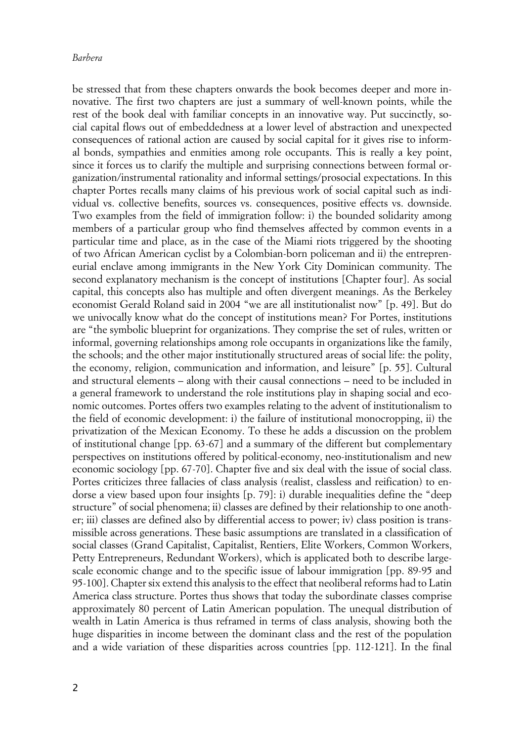be stressed that from these chapters onwards the book becomes deeper and more innovative. The first two chapters are just a summary of well-known points, while the rest of the book deal with familiar concepts in an innovative way. Put succinctly, social capital flows out of embeddedness at a lower level of abstraction and unexpected consequences of rational action are caused by social capital for it gives rise to informal bonds, sympathies and enmities among role occupants. This is really a key point, since it forces us to clarify the multiple and surprising connections between formal organization/instrumental rationality and informal settings/prosocial expectations. In this chapter Portes recalls many claims of his previous work of social capital such as individual vs. collective benefits, sources vs. consequences, positive effects vs. downside. Two examples from the field of immigration follow: i) the bounded solidarity among members of a particular group who find themselves affected by common events in a particular time and place, as in the case of the Miami riots triggered by the shooting of two African American cyclist by a Colombian-born policeman and ii) the entrepreneurial enclave among immigrants in the New York City Dominican community. The second explanatory mechanism is the concept of institutions [Chapter four]. As social capital, this concepts also has multiple and often divergent meanings. As the Berkeley economist Gerald Roland said in 2004 "we are all institutionalist now" [p. 49]. But do we univocally know what do the concept of institutions mean? For Portes, institutions are "the symbolic blueprint for organizations. They comprise the set of rules, written or informal, governing relationships among role occupants in organizations like the family, the schools; and the other major institutionally structured areas of social life: the polity, the economy, religion, communication and information, and leisure" [p. 55]. Cultural and structural elements – along with their causal connections – need to be included in a general framework to understand the role institutions play in shaping social and economic outcomes. Portes offers two examples relating to the advent of institutionalism to the field of economic development: i) the failure of institutional monocropping, ii) the privatization of the Mexican Economy. To these he adds a discussion on the problem of institutional change [pp. 63-67] and a summary of the different but complementary perspectives on institutions offered by political-economy, neo-institutionalism and new economic sociology [pp. 67-70]. Chapter five and six deal with the issue of social class. Portes criticizes three fallacies of class analysis (realist, classless and reification) to endorse a view based upon four insights [p. 79]: i) durable inequalities define the "deep structure" of social phenomena; ii) classes are defined by their relationship to one another; iii) classes are defined also by differential access to power; iv) class position is transmissible across generations. These basic assumptions are translated in a classification of social classes (Grand Capitalist, Capitalist, Rentiers, Elite Workers, Common Workers, Petty Entrepreneurs, Redundant Workers), which is applicated both to describe large-scale economic change and to the specific issue of labour immigration [pp. 89-95 and 95-100]. Chapter six extend this analysis to the effect that neoliberal reforms had to Latin America class structure. Portes thus shows that today the subordinate classes comprise approximately 80 percent of Latin American population. The unequal distribution of wealth in Latin America is thus reframed in terms of class analysis, showing both the huge disparities in income between the dominant class and the rest of the population and a wide variation of these disparities across countries [pp. 112-121]. In the final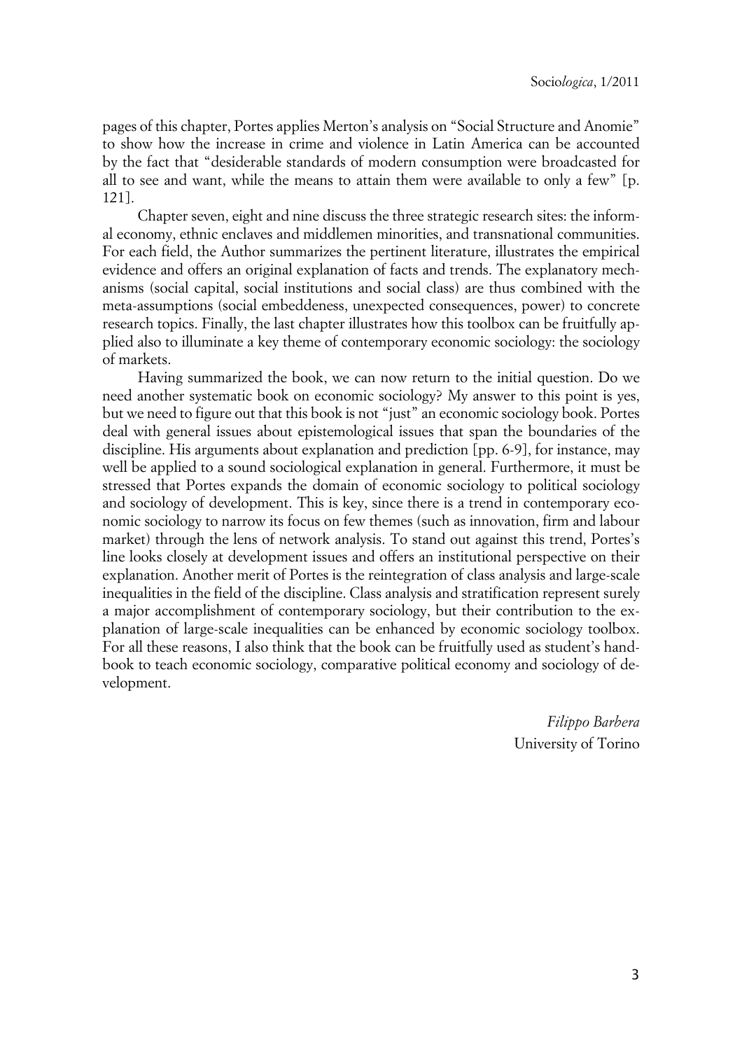pages of this chapter, Portes applies Merton's analysis on "Social Structure and Anomie" to show how the increase in crime and violence in Latin America can be accounted by the fact that "desiderable standards of modern consumption were broadcasted for all to see and want, while the means to attain them were available to only a few" [p. 121].

Chapter seven, eight and nine discuss the three strategic research sites: the informal economy, ethnic enclaves and middlemen minorities, and transnational communities. For each field, the Author summarizes the pertinent literature, illustrates the empirical evidence and offers an original explanation of facts and trends. The explanatory mechanisms (social capital, social institutions and social class) are thus combined with the meta-assumptions (social embeddeness, unexpected consequences, power) to concrete research topics. Finally, the last chapter illustrates how this toolbox can be fruitfully applied also to illuminate a key theme of contemporary economic sociology: the sociology of markets.

Having summarized the book, we can now return to the initial question. Do we need another systematic book on economic sociology? My answer to this point is yes, but we need to figure out that this book is not "just" an economic sociology book. Portes deal with general issues about epistemological issues that span the boundaries of the discipline. His arguments about explanation and prediction [pp. 6-9], for instance, may well be applied to a sound sociological explanation in general. Furthermore, it must be stressed that Portes expands the domain of economic sociology to political sociology and sociology of development. This is key, since there is a trend in contemporary economic sociology to narrow its focus on few themes (such as innovation, firm and labour market) through the lens of network analysis. To stand out against this trend, Portes's line looks closely at development issues and offers an institutional perspective on their explanation. Another merit of Portes is the reintegration of class analysis and large-scale inequalities in the field of the discipline. Class analysis and stratification represent surely a major accomplishment of contemporary sociology, but their contribution to the explanation of large-scale inequalities can be enhanced by economic sociology toolbox. For all these reasons, I also think that the book can be fruitfully used as student's handbook to teach economic sociology, comparative political economy and sociology of development.

*Filippo Barbera*
University of Torino